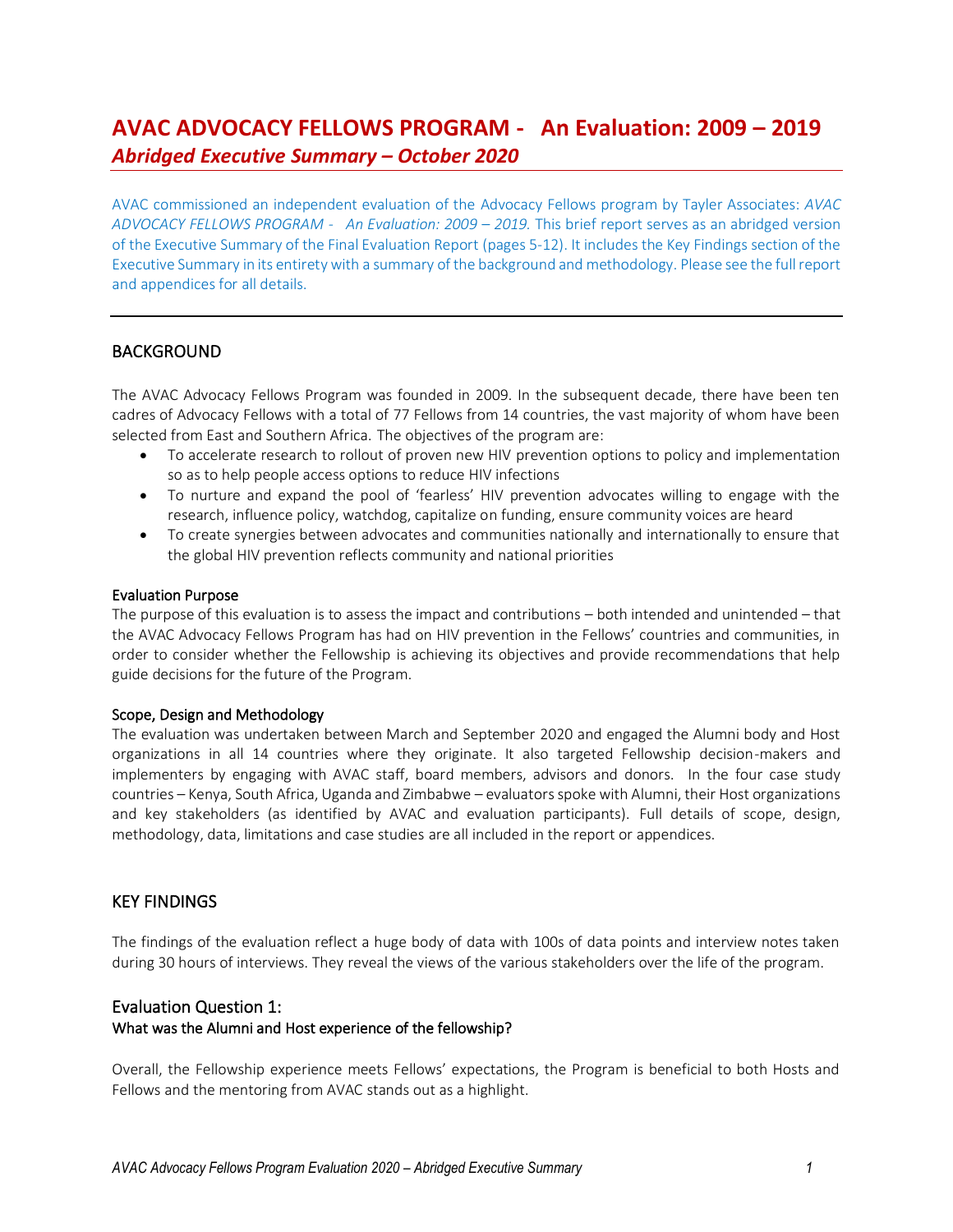# AVAC ADVOCACY FELLOWS PROGRAM - An Evaluation: 2009 – 2019

***Abridged Executive Summary – October 2020***

AVAC commissioned an independent evaluation of the Advocacy Fellows program by Tayler Associates: *AVAC ADVOCACY FELLOWS PROGRAM - An Evaluation: 2009 – 2019*. This brief report serves as an abridged version of the Executive Summary of the Final Evaluation Report (pages 5-12). It includes the Key Findings section of the Executive Summary in its entirety with a summary of the background and methodology. Please see the full report and appendices for all details.

---

## BACKGROUND

The AVAC Advocacy Fellows Program was founded in 2009. In the subsequent decade, there have been ten cadres of Advocacy Fellows with a total of 77 Fellows from 14 countries, the vast majority of whom have been selected from East and Southern Africa. The objectives of the program are:

- To accelerate research to rollout of proven new HIV prevention options to policy and implementation so as to help people access options to reduce HIV infections
- To nurture and expand the pool of 'fearless' HIV prevention advocates willing to engage with the research, influence policy, watchdog, capitalize on funding, ensure community voices are heard
- To create synergies between advocates and communities nationally and internationally to ensure that the global HIV prevention reflects community and national priorities

### Evaluation Purpose

The purpose of this evaluation is to assess the impact and contributions – both intended and unintended – that the AVAC Advocacy Fellows Program has had on HIV prevention in the Fellows' countries and communities, in order to consider whether the Fellowship is achieving its objectives and provide recommendations that help guide decisions for the future of the Program.

### Scope, Design and Methodology

The evaluation was undertaken between March and September 2020 and engaged the Alumni body and Host organizations in all 14 countries where they originate. It also targeted Fellowship decision-makers and implementers by engaging with AVAC staff, board members, advisors and donors. In the four case study countries – Kenya, South Africa, Uganda and Zimbabwe – evaluators spoke with Alumni, their Host organizations and key stakeholders (as identified by AVAC and evaluation participants). Full details of scope, design, methodology, data, limitations and case studies are all included in the report or appendices.

## KEY FINDINGS

The findings of the evaluation reflect a huge body of data with 100s of data points and interview notes taken during 30 hours of interviews. They reveal the views of the various stakeholders over the life of the program.

### Evaluation Question 1:

**What was the Alumni and Host experience of the fellowship?**

Overall, the Fellowship experience meets Fellows' expectations, the Program is beneficial to both Hosts and Fellows and the mentoring from AVAC stands out as a highlight.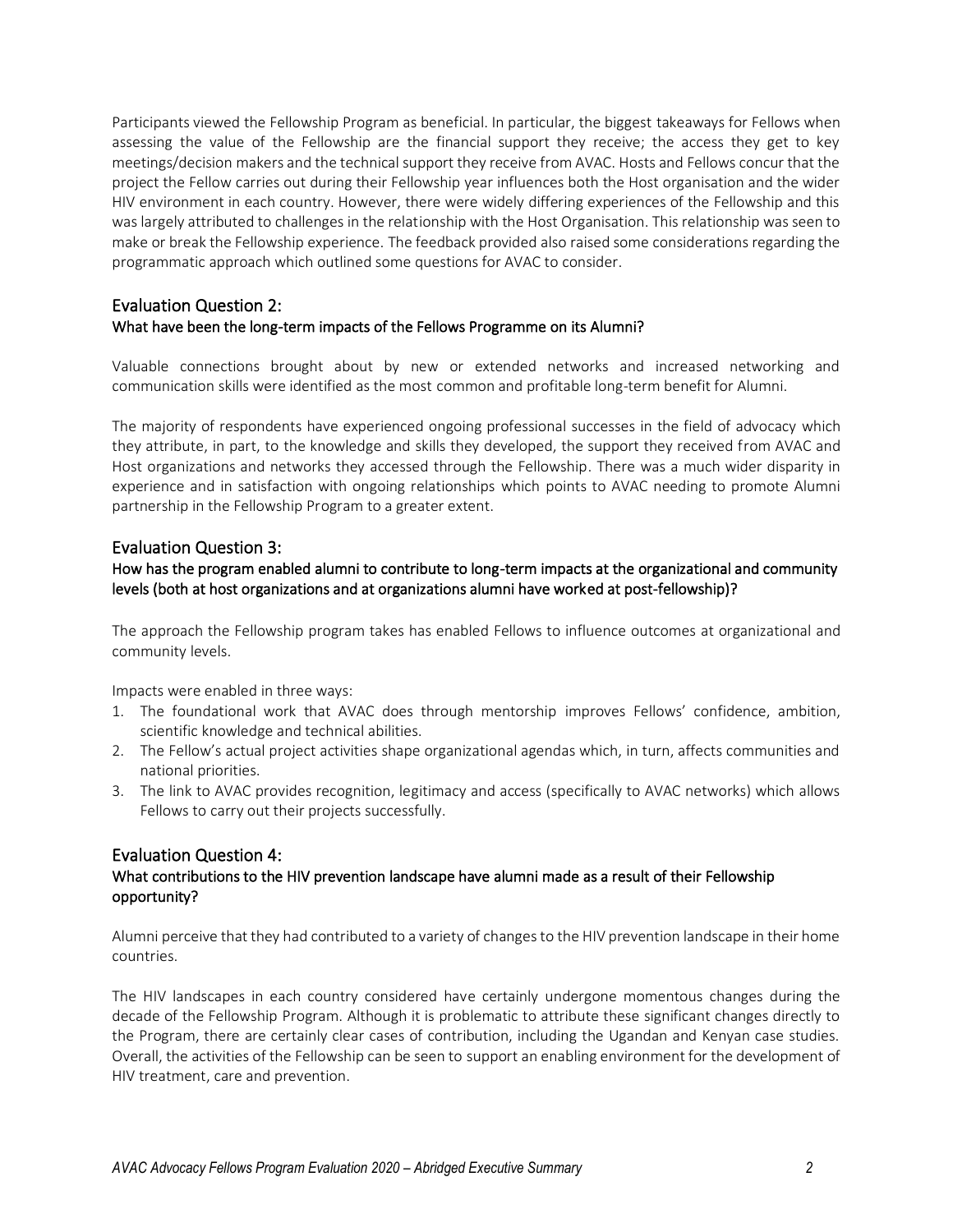Participants viewed the Fellowship Program as beneficial. In particular, the biggest takeaways for Fellows when assessing the value of the Fellowship are the financial support they receive; the access they get to key meetings/decision makers and the technical support they receive from AVAC. Hosts and Fellows concur that the project the Fellow carries out during their Fellowship year influences both the Host organisation and the wider HIV environment in each country. However, there were widely differing experiences of the Fellowship and this was largely attributed to challenges in the relationship with the Host Organisation. This relationship was seen to make or break the Fellowship experience. The feedback provided also raised some considerations regarding the programmatic approach which outlined some questions for AVAC to consider.

## Evaluation Question 2:

### What have been the long-term impacts of the Fellows Programme on its Alumni?

Valuable connections brought about by new or extended networks and increased networking and communication skills were identified as the most common and profitable long-term benefit for Alumni.

The majority of respondents have experienced ongoing professional successes in the field of advocacy which they attribute, in part, to the knowledge and skills they developed, the support they received from AVAC and Host organizations and networks they accessed through the Fellowship. There was a much wider disparity in experience and in satisfaction with ongoing relationships which points to AVAC needing to promote Alumni partnership in the Fellowship Program to a greater extent.

## Evaluation Question 3:

### How has the program enabled alumni to contribute to long-term impacts at the organizational and community levels (both at host organizations and at organizations alumni have worked at post-fellowship)?

The approach the Fellowship program takes has enabled Fellows to influence outcomes at organizational and community levels.

Impacts were enabled in three ways:

1. The foundational work that AVAC does through mentorship improves Fellows' confidence, ambition, scientific knowledge and technical abilities.
2. The Fellow's actual project activities shape organizational agendas which, in turn, affects communities and national priorities.
3. The link to AVAC provides recognition, legitimacy and access (specifically to AVAC networks) which allows Fellows to carry out their projects successfully.

## Evaluation Question 4:

### What contributions to the HIV prevention landscape have alumni made as a result of their Fellowship opportunity?

Alumni perceive that they had contributed to a variety of changes to the HIV prevention landscape in their home countries.

The HIV landscapes in each country considered have certainly undergone momentous changes during the decade of the Fellowship Program. Although it is problematic to attribute these significant changes directly to the Program, there are certainly clear cases of contribution, including the Ugandan and Kenyan case studies. Overall, the activities of the Fellowship can be seen to support an enabling environment for the development of HIV treatment, care and prevention.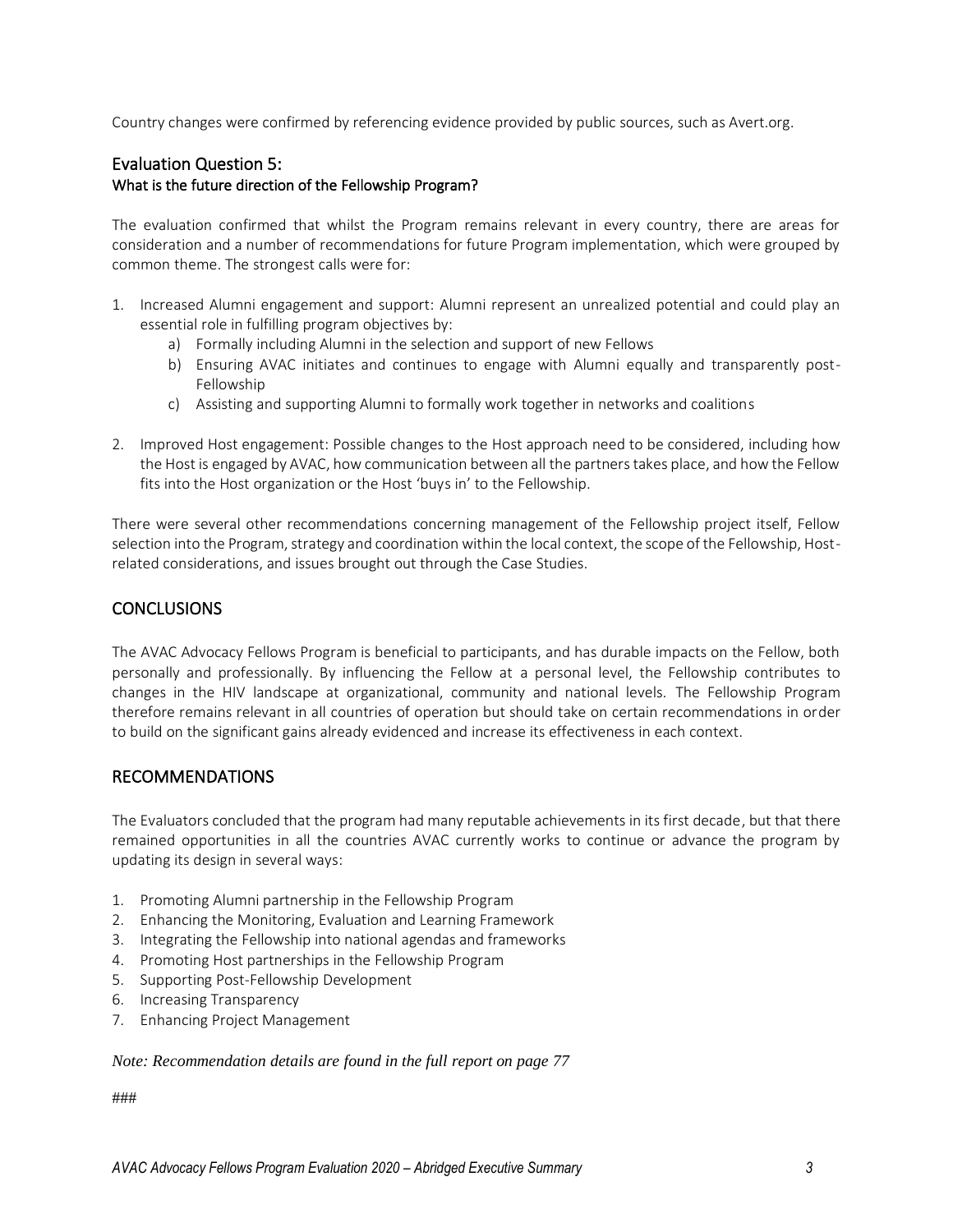Country changes were confirmed by referencing evidence provided by public sources, such as Avert.org.

## Evaluation Question 5:

### What is the future direction of the Fellowship Program?

The evaluation confirmed that whilst the Program remains relevant in every country, there are areas for consideration and a number of recommendations for future Program implementation, which were grouped by common theme. The strongest calls were for:

1. Increased Alumni engagement and support: Alumni represent an unrealized potential and could play an essential role in fulfilling program objectives by:
    a) Formally including Alumni in the selection and support of new Fellows
    b) Ensuring AVAC initiates and continues to engage with Alumni equally and transparently post-Fellowship
    c) Assisting and supporting Alumni to formally work together in networks and coalitions

2. Improved Host engagement: Possible changes to the Host approach need to be considered, including how the Host is engaged by AVAC, how communication between all the partners takes place, and how the Fellow fits into the Host organization or the Host 'buys in' to the Fellowship.

There were several other recommendations concerning management of the Fellowship project itself, Fellow selection into the Program, strategy and coordination within the local context, the scope of the Fellowship, Host-related considerations, and issues brought out through the Case Studies.

## CONCLUSIONS

The AVAC Advocacy Fellows Program is beneficial to participants, and has durable impacts on the Fellow, both personally and professionally. By influencing the Fellow at a personal level, the Fellowship contributes to changes in the HIV landscape at organizational, community and national levels. The Fellowship Program therefore remains relevant in all countries of operation but should take on certain recommendations in order to build on the significant gains already evidenced and increase its effectiveness in each context.

## RECOMMENDATIONS

The Evaluators concluded that the program had many reputable achievements in its first decade, but that there remained opportunities in all the countries AVAC currently works to continue or advance the program by updating its design in several ways:

1. Promoting Alumni partnership in the Fellowship Program
2. Enhancing the Monitoring, Evaluation and Learning Framework
3. Integrating the Fellowship into national agendas and frameworks
4. Promoting Host partnerships in the Fellowship Program
5. Supporting Post-Fellowship Development
6. Increasing Transparency
7. Enhancing Project Management

*Note: Recommendation details are found in the full report on page 77*

###